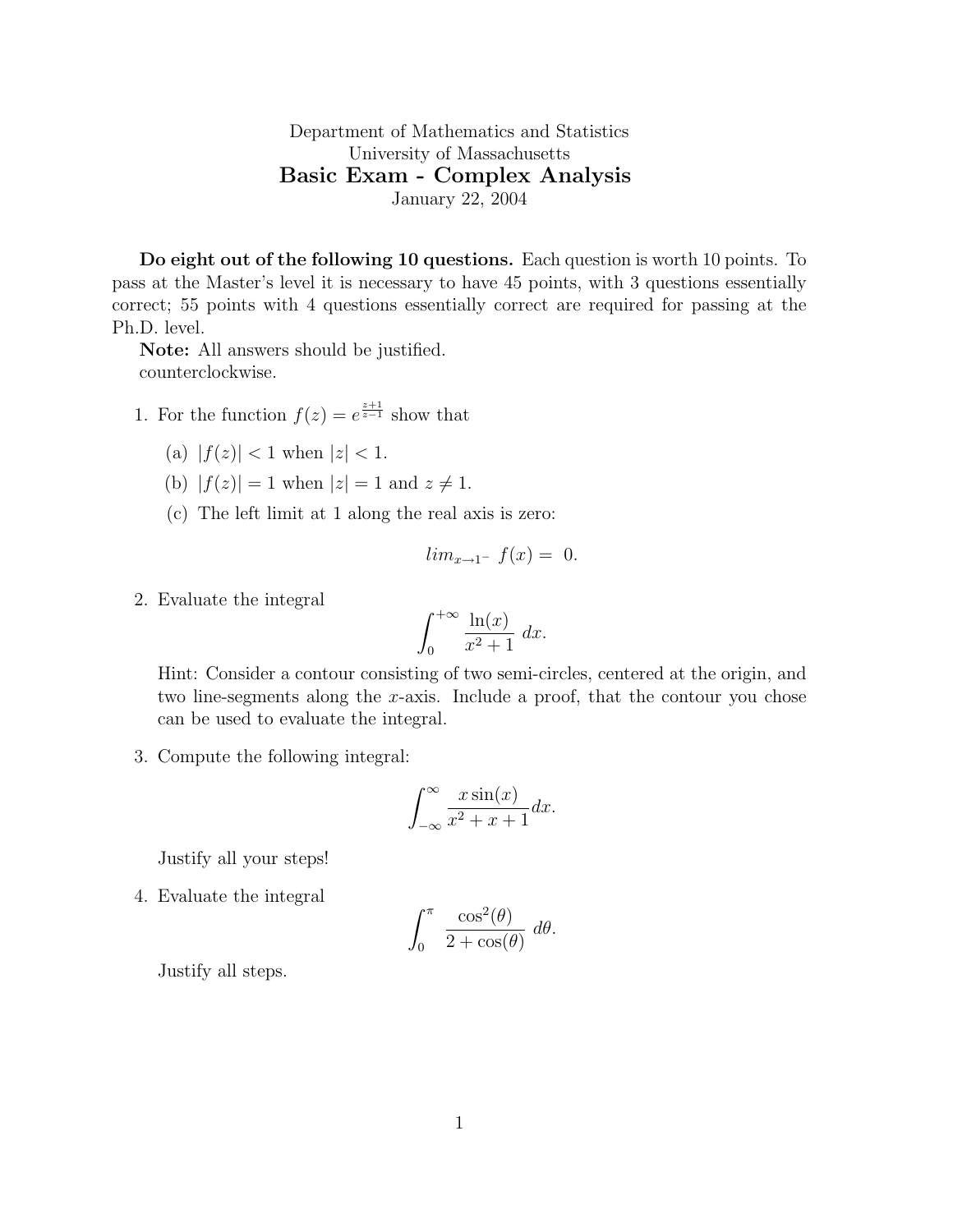Department of Mathematics and Statistics
University of Massachusetts

# Basic Exam - Complex Analysis

January 22, 2004

**Do eight out of the following 10 questions.** Each question is worth 10 points. To pass at the Master's level it is necessary to have 45 points, with 3 questions essentially correct; 55 points with 4 questions essentially correct are required for passing at the Ph.D. level.

**Note:** All answers should be justified.
counterclockwise.

1. For the function $f(z) = e^{\frac{z+1}{z-1}}$ show that

   (a) $|f(z)| < 1$ when $|z| < 1$.

   (b) $|f(z)| = 1$ when $|z| = 1$ and $z \neq 1$.

   (c) The left limit at 1 along the real axis is zero:

   $$lim_{x \to 1^-} \ f(x) = \ 0.$$

2. Evaluate the integral

   $$\int_0^{+\infty} \frac{\ln(x)}{x^2 + 1} \ dx.$$

   Hint: Consider a contour consisting of two semi-circles, centered at the origin, and two line-segments along the $x$-axis. Include a proof, that the contour you chose can be used to evaluate the integral.

3. Compute the following integral:

   $$\int_{-\infty}^{\infty} \frac{x \sin(x)}{x^2 + x + 1} dx.$$

   Justify all your steps!

4. Evaluate the integral

   $$\int_0^{\pi} \frac{\cos^2(\theta)}{2 + \cos(\theta)} \ d\theta.$$

   Justify all steps.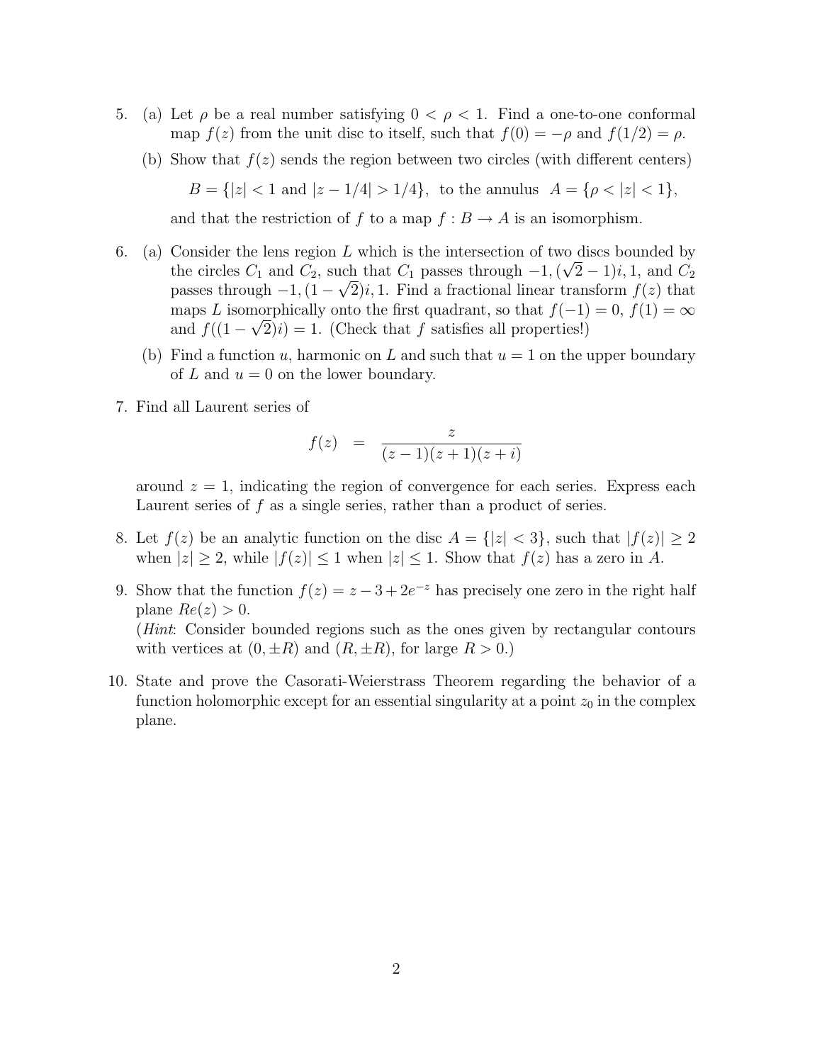5. (a) Let $\rho$ be a real number satisfying $0 < \rho < 1$. Find a one-to-one conformal map $f(z)$ from the unit disc to itself, such that $f(0) = -\rho$ and $f(1/2) = \rho$.

   (b) Show that $f(z)$ sends the region between two circles (with different centers)

   $$B = \{|z| < 1 \text{ and } |z - 1/4| > 1/4\}, \text{ to the annulus } A = \{\rho < |z| < 1\},$$

   and that the restriction of $f$ to a map $f : B \to A$ is an isomorphism.

6. (a) Consider the lens region $L$ which is the intersection of two discs bounded by the circles $C_1$ and $C_2$, such that $C_1$ passes through $-1, (\sqrt{2} - 1)i, 1$, and $C_2$ passes through $-1, (1 - \sqrt{2})i, 1$. Find a fractional linear transform $f(z)$ that maps $L$ isomorphically onto the first quadrant, so that $f(-1) = 0$, $f(1) = \infty$ and $f((1 - \sqrt{2})i) = 1$. (Check that $f$ satisfies all properties!)

   (b) Find a function $u$, harmonic on $L$ and such that $u = 1$ on the upper boundary of $L$ and $u = 0$ on the lower boundary.

7. Find all Laurent series of

   $$f(z) \quad = \quad \frac{z}{(z-1)(z+1)(z+i)}$$

   around $z = 1$, indicating the region of convergence for each series. Express each Laurent series of $f$ as a single series, rather than a product of series.

8. Let $f(z)$ be an analytic function on the disc $A = \{|z| < 3\}$, such that $|f(z)| \geq 2$ when $|z| \geq 2$, while $|f(z)| \leq 1$ when $|z| \leq 1$. Show that $f(z)$ has a zero in $A$.

9. Show that the function $f(z) = z - 3 + 2e^{-z}$ has precisely one zero in the right half plane $Re(z) > 0$.
   (*Hint*: Consider bounded regions such as the ones given by rectangular contours with vertices at $(0, \pm R)$ and $(R, \pm R)$, for large $R > 0$.)

10. State and prove the Casorati-Weierstrass Theorem regarding the behavior of a function holomorphic except for an essential singularity at a point $z_0$ in the complex plane.